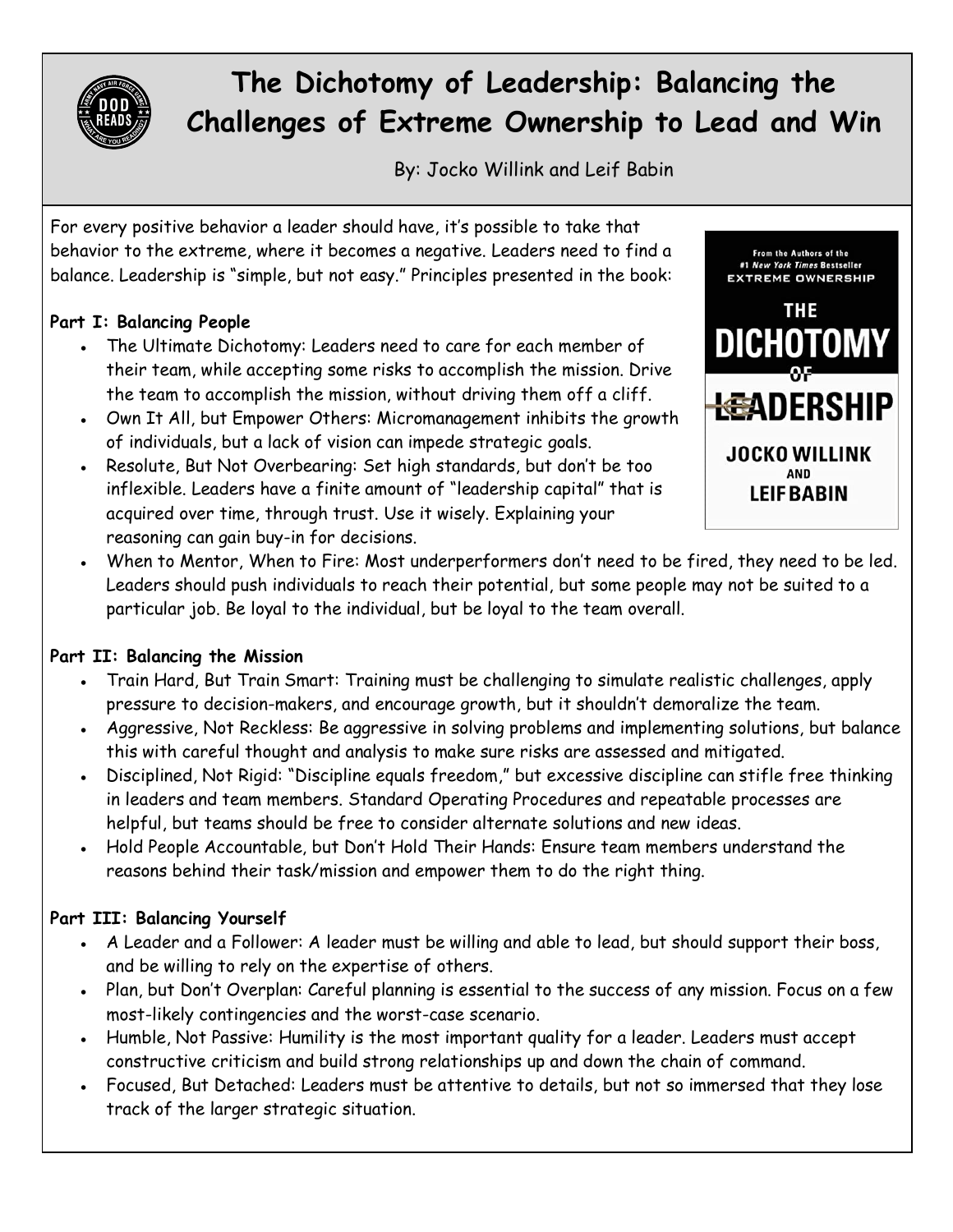# The Dichotomy of Leadership: Balancing the Challenges of Extreme Ownership to Lead and Win

By: Jocko Willink and Leif Babin

For every positive behavior a leader should have, it's possible to take that behavior to the extreme, where it becomes a negative. Leaders need to find a balance. Leadership is "simple, but not easy." Principles presented in the book:

**Part I: Balancing People**

- The Ultimate Dichotomy: Leaders need to care for each member of their team, while accepting some risks to accomplish the mission. Drive the team to accomplish the mission, without driving them off a cliff.
- Own It All, but Empower Others: Micromanagement inhibits the growth of individuals, but a lack of vision can impede strategic goals.
- Resolute, But Not Overbearing: Set high standards, but don't be too inflexible. Leaders have a finite amount of "leadership capital" that is acquired over time, through trust. Use it wisely. Explaining your reasoning can gain buy-in for decisions.
- When to Mentor, When to Fire: Most underperformers don't need to be fired, they need to be led. Leaders should push individuals to reach their potential, but some people may not be suited to a particular job. Be loyal to the individual, but be loyal to the team overall.

**Part II: Balancing the Mission**

- Train Hard, But Train Smart: Training must be challenging to simulate realistic challenges, apply pressure to decision-makers, and encourage growth, but it shouldn't demoralize the team.
- Aggressive, Not Reckless: Be aggressive in solving problems and implementing solutions, but balance this with careful thought and analysis to make sure risks are assessed and mitigated.
- Disciplined, Not Rigid: "Discipline equals freedom," but excessive discipline can stifle free thinking in leaders and team members. Standard Operating Procedures and repeatable processes are helpful, but teams should be free to consider alternate solutions and new ideas.
- Hold People Accountable, but Don't Hold Their Hands: Ensure team members understand the reasons behind their task/mission and empower them to do the right thing.

**Part III: Balancing Yourself**

- A Leader and a Follower: A leader must be willing and able to lead, but should support their boss, and be willing to rely on the expertise of others.
- Plan, but Don't Overplan: Careful planning is essential to the success of any mission. Focus on a few most-likely contingencies and the worst-case scenario.
- Humble, Not Passive: Humility is the most important quality for a leader. Leaders must accept constructive criticism and build strong relationships up and down the chain of command.
- Focused, But Detached: Leaders must be attentive to details, but not so immersed that they lose track of the larger strategic situation.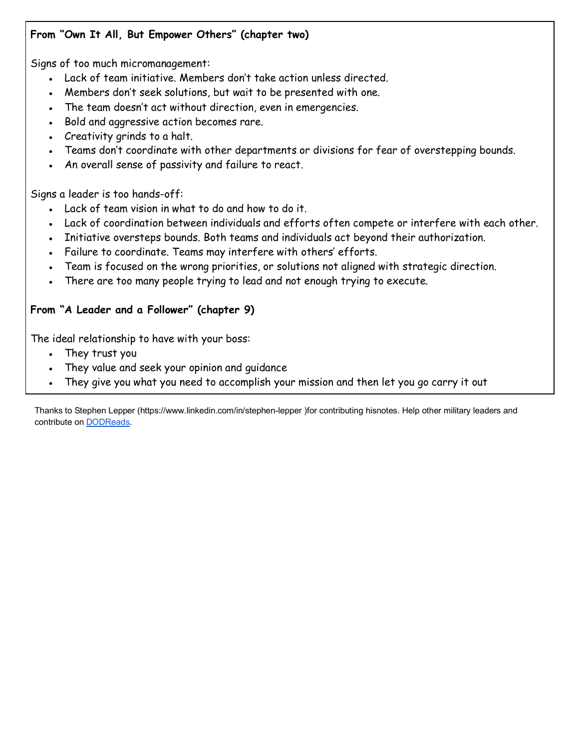**From "Own It All, But Empower Others" (chapter two)**

Signs of too much micromanagement:

- Lack of team initiative. Members don't take action unless directed.
- Members don't seek solutions, but wait to be presented with one.
- The team doesn't act without direction, even in emergencies.
- Bold and aggressive action becomes rare.
- Creativity grinds to a halt.
- Teams don't coordinate with other departments or divisions for fear of overstepping bounds.
- An overall sense of passivity and failure to react.

Signs a leader is too hands-off:

- Lack of team vision in what to do and how to do it.
- Lack of coordination between individuals and efforts often compete or interfere with each other.
- Initiative oversteps bounds. Both teams and individuals act beyond their authorization.
- Failure to coordinate. Teams may interfere with others' efforts.
- Team is focused on the wrong priorities, or solutions not aligned with strategic direction.
- There are too many people trying to lead and not enough trying to execute.

**From "A Leader and a Follower" (chapter 9)**

The ideal relationship to have with your boss:

- They trust you
- They value and seek your opinion and guidance
- They give you what you need to accomplish your mission and then let you go carry it out

Thanks to Stephen Lepper (https://www.linkedin.com/in/stephen-lepper )for contributing hisnotes. Help other military leaders and contribute on DODReads.